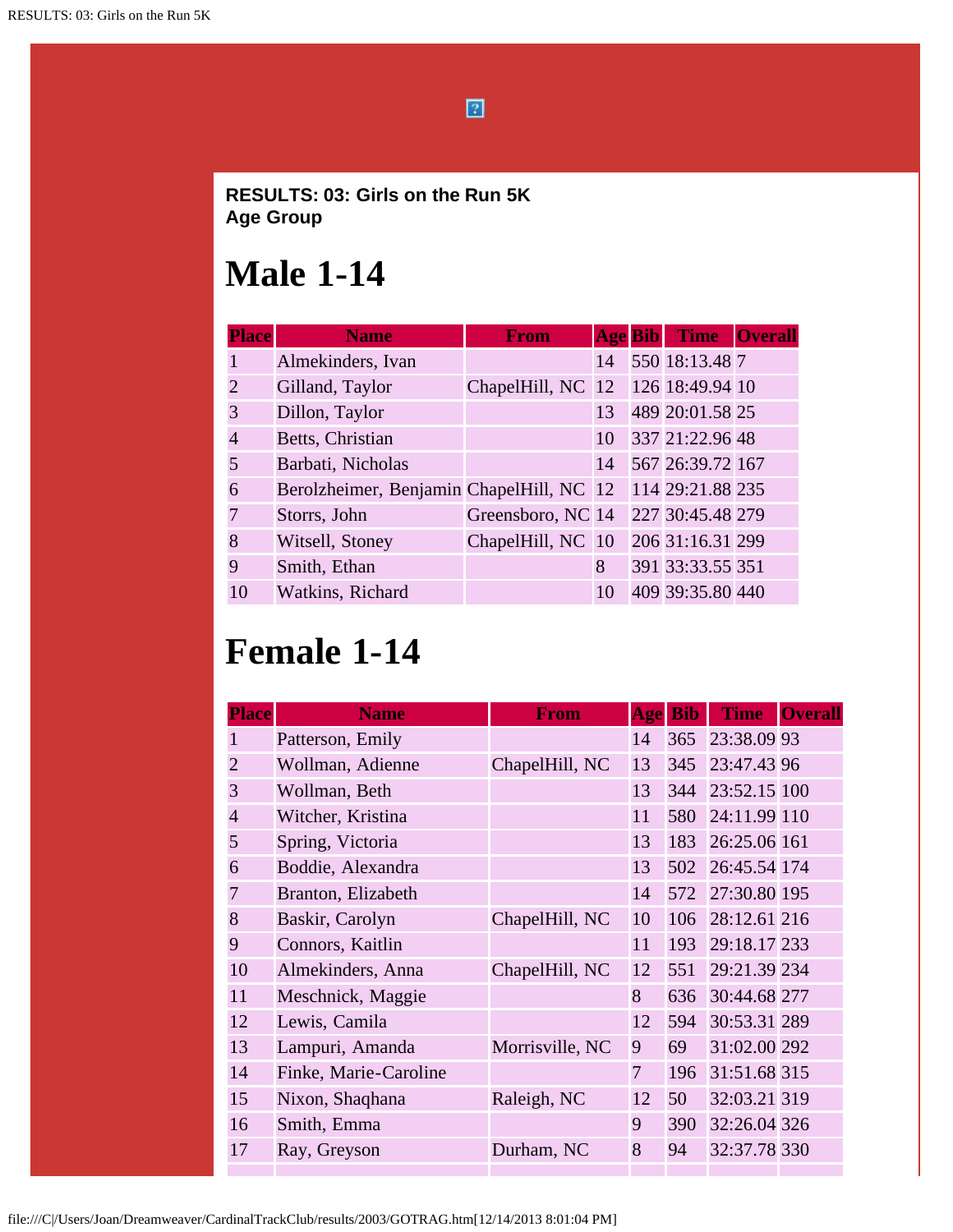**RESULTS: 03: Girls on the Run 5K**
**Age Group**

# Male 1-14

| Place | Name | From | Age | Bib | Time | Overall |
|---|---|---|---|---|---|---|
| 1 | Almekinders, Ivan | | 14 | 550 | 18:13.48 | 7 |
| 2 | Gilland, Taylor | ChapelHill, NC | 12 | 126 | 18:49.94 | 10 |
| 3 | Dillon, Taylor | | 13 | 489 | 20:01.58 | 25 |
| 4 | Betts, Christian | | 10 | 337 | 21:22.96 | 48 |
| 5 | Barbati, Nicholas | | 14 | 567 | 26:39.72 | 167 |
| 6 | Berolzheimer, Benjamin | ChapelHill, NC | 12 | 114 | 29:21.88 | 235 |
| 7 | Storrs, John | Greensboro, NC | 14 | 227 | 30:45.48 | 279 |
| 8 | Witsell, Stoney | ChapelHill, NC | 10 | 206 | 31:16.31 | 299 |
| 9 | Smith, Ethan | | 8 | 391 | 33:33.55 | 351 |
| 10 | Watkins, Richard | | 10 | 409 | 39:35.80 | 440 |

# Female 1-14

| Place | Name | From | Age | Bib | Time | Overall |
|---|---|---|---|---|---|---|
| 1 | Patterson, Emily | | 14 | 365 | 23:38.09 | 93 |
| 2 | Wollman, Adienne | ChapelHill, NC | 13 | 345 | 23:47.43 | 96 |
| 3 | Wollman, Beth | | 13 | 344 | 23:52.15 | 100 |
| 4 | Witcher, Kristina | | 11 | 580 | 24:11.99 | 110 |
| 5 | Spring, Victoria | | 13 | 183 | 26:25.06 | 161 |
| 6 | Boddie, Alexandra | | 13 | 502 | 26:45.54 | 174 |
| 7 | Branton, Elizabeth | | 14 | 572 | 27:30.80 | 195 |
| 8 | Baskir, Carolyn | ChapelHill, NC | 10 | 106 | 28:12.61 | 216 |
| 9 | Connors, Kaitlin | | 11 | 193 | 29:18.17 | 233 |
| 10 | Almekinders, Anna | ChapelHill, NC | 12 | 551 | 29:21.39 | 234 |
| 11 | Meschnick, Maggie | | 8 | 636 | 30:44.68 | 277 |
| 12 | Lewis, Camila | | 12 | 594 | 30:53.31 | 289 |
| 13 | Lampuri, Amanda | Morrisville, NC | 9 | 69 | 31:02.00 | 292 |
| 14 | Finke, Marie-Caroline | | 7 | 196 | 31:51.68 | 315 |
| 15 | Nixon, Shaqhana | Raleigh, NC | 12 | 50 | 32:03.21 | 319 |
| 16 | Smith, Emma | | 9 | 390 | 32:26.04 | 326 |
| 17 | Ray, Greyson | Durham, NC | 8 | 94 | 32:37.78 | 330 |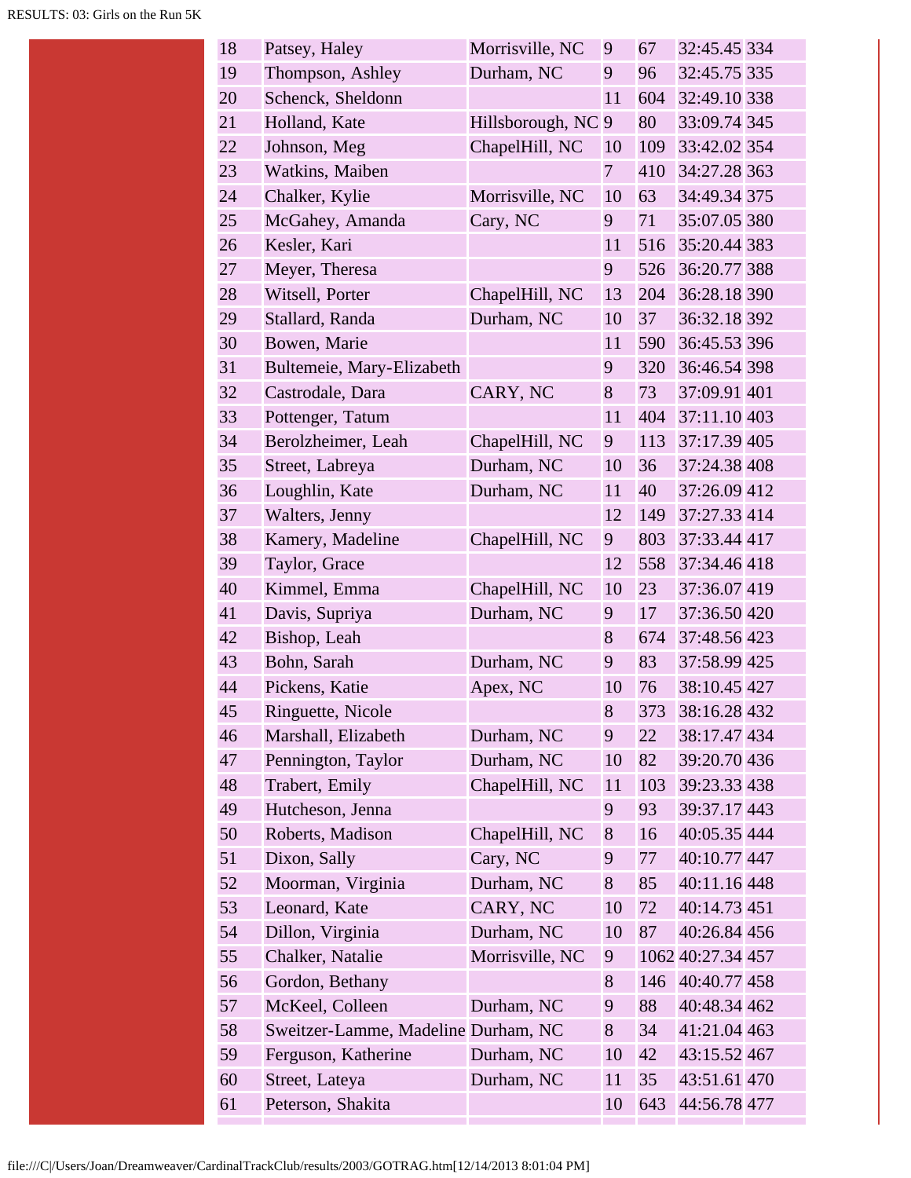| | | | | | | |
|---|---|---|---|---|---|---|
| 18 | Patsey, Haley | Morrisville, NC | 9 | 67 | 32:45.45 | 334 |
| 19 | Thompson, Ashley | Durham, NC | 9 | 96 | 32:45.75 | 335 |
| 20 | Schenck, Sheldonn | | 11 | 604 | 32:49.10 | 338 |
| 21 | Holland, Kate | Hillsborough, NC | 9 | 80 | 33:09.74 | 345 |
| 22 | Johnson, Meg | ChapelHill, NC | 10 | 109 | 33:42.02 | 354 |
| 23 | Watkins, Maiben | | 7 | 410 | 34:27.28 | 363 |
| 24 | Chalker, Kylie | Morrisville, NC | 10 | 63 | 34:49.34 | 375 |
| 25 | McGahey, Amanda | Cary, NC | 9 | 71 | 35:07.05 | 380 |
| 26 | Kesler, Kari | | 11 | 516 | 35:20.44 | 383 |
| 27 | Meyer, Theresa | | 9 | 526 | 36:20.77 | 388 |
| 28 | Witsell, Porter | ChapelHill, NC | 13 | 204 | 36:28.18 | 390 |
| 29 | Stallard, Randa | Durham, NC | 10 | 37 | 36:32.18 | 392 |
| 30 | Bowen, Marie | | 11 | 590 | 36:45.53 | 396 |
| 31 | Bultemeie, Mary-Elizabeth | | 9 | 320 | 36:46.54 | 398 |
| 32 | Castrodale, Dara | CARY, NC | 8 | 73 | 37:09.91 | 401 |
| 33 | Pottenger, Tatum | | 11 | 404 | 37:11.10 | 403 |
| 34 | Berolzheimer, Leah | ChapelHill, NC | 9 | 113 | 37:17.39 | 405 |
| 35 | Street, Labreya | Durham, NC | 10 | 36 | 37:24.38 | 408 |
| 36 | Loughlin, Kate | Durham, NC | 11 | 40 | 37:26.09 | 412 |
| 37 | Walters, Jenny | | 12 | 149 | 37:27.33 | 414 |
| 38 | Kamery, Madeline | ChapelHill, NC | 9 | 803 | 37:33.44 | 417 |
| 39 | Taylor, Grace | | 12 | 558 | 37:34.46 | 418 |
| 40 | Kimmel, Emma | ChapelHill, NC | 10 | 23 | 37:36.07 | 419 |
| 41 | Davis, Supriya | Durham, NC | 9 | 17 | 37:36.50 | 420 |
| 42 | Bishop, Leah | | 8 | 674 | 37:48.56 | 423 |
| 43 | Bohn, Sarah | Durham, NC | 9 | 83 | 37:58.99 | 425 |
| 44 | Pickens, Katie | Apex, NC | 10 | 76 | 38:10.45 | 427 |
| 45 | Ringuette, Nicole | | 8 | 373 | 38:16.28 | 432 |
| 46 | Marshall, Elizabeth | Durham, NC | 9 | 22 | 38:17.47 | 434 |
| 47 | Pennington, Taylor | Durham, NC | 10 | 82 | 39:20.70 | 436 |
| 48 | Trabert, Emily | ChapelHill, NC | 11 | 103 | 39:23.33 | 438 |
| 49 | Hutcheson, Jenna | | 9 | 93 | 39:37.17 | 443 |
| 50 | Roberts, Madison | ChapelHill, NC | 8 | 16 | 40:05.35 | 444 |
| 51 | Dixon, Sally | Cary, NC | 9 | 77 | 40:10.77 | 447 |
| 52 | Moorman, Virginia | Durham, NC | 8 | 85 | 40:11.16 | 448 |
| 53 | Leonard, Kate | CARY, NC | 10 | 72 | 40:14.73 | 451 |
| 54 | Dillon, Virginia | Durham, NC | 10 | 87 | 40:26.84 | 456 |
| 55 | Chalker, Natalie | Morrisville, NC | 9 | 1062 | 40:27.34 | 457 |
| 56 | Gordon, Bethany | | 8 | 146 | 40:40.77 | 458 |
| 57 | McKeel, Colleen | Durham, NC | 9 | 88 | 40:48.34 | 462 |
| 58 | Sweitzer-Lamme, Madeline | Durham, NC | 8 | 34 | 41:21.04 | 463 |
| 59 | Ferguson, Katherine | Durham, NC | 10 | 42 | 43:15.52 | 467 |
| 60 | Street, Lateya | Durham, NC | 11 | 35 | 43:51.61 | 470 |
| 61 | Peterson, Shakita | | 10 | 643 | 44:56.78 | 477 |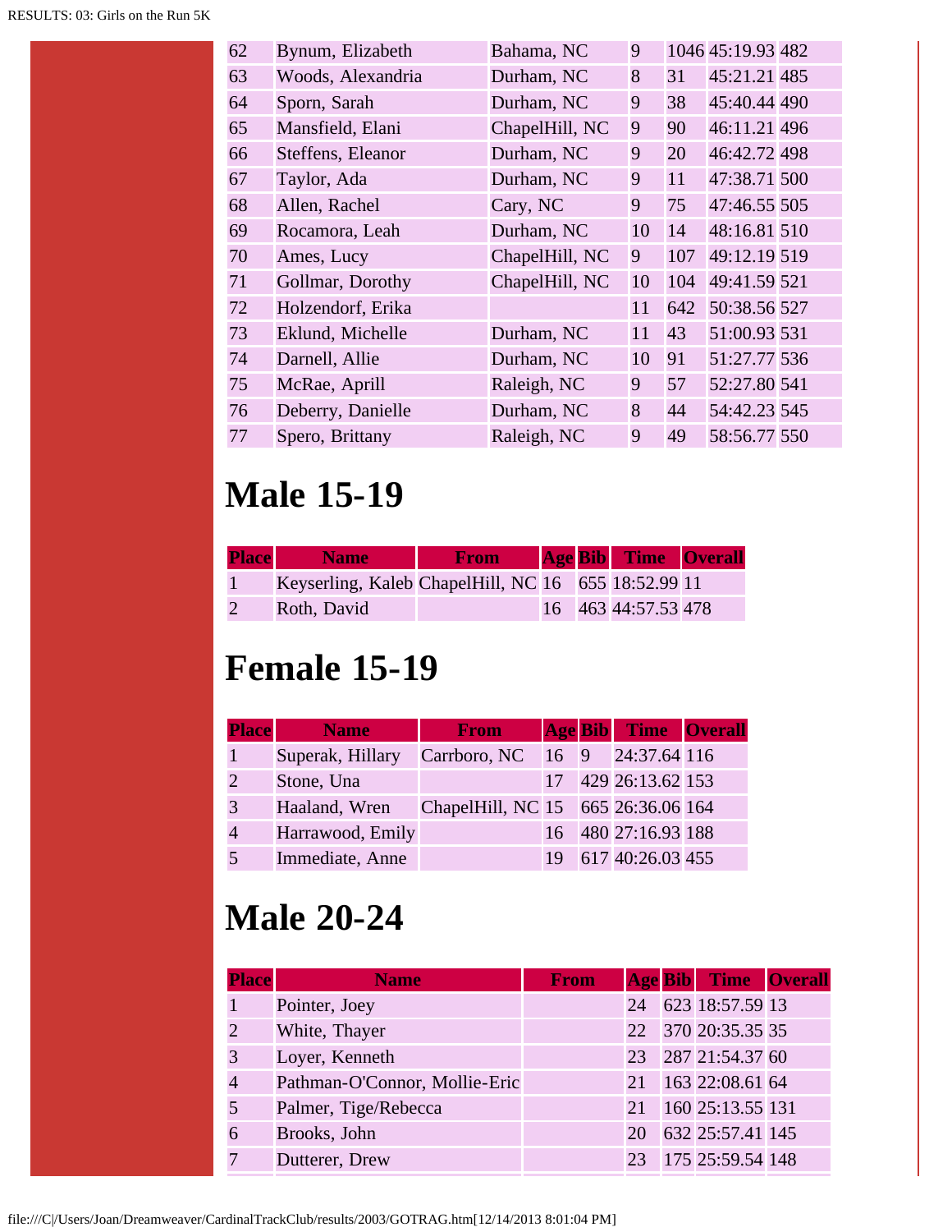| | | | | | | |
|---|---|---|---|---|---|---|
| 62 | Bynum, Elizabeth | Bahama, NC | 9 | 1046 | 45:19.93 | 482 |
| 63 | Woods, Alexandria | Durham, NC | 8 | 31 | 45:21.21 | 485 |
| 64 | Sporn, Sarah | Durham, NC | 9 | 38 | 45:40.44 | 490 |
| 65 | Mansfield, Elani | ChapelHill, NC | 9 | 90 | 46:11.21 | 496 |
| 66 | Steffens, Eleanor | Durham, NC | 9 | 20 | 46:42.72 | 498 |
| 67 | Taylor, Ada | Durham, NC | 9 | 11 | 47:38.71 | 500 |
| 68 | Allen, Rachel | Cary, NC | 9 | 75 | 47:46.55 | 505 |
| 69 | Rocamora, Leah | Durham, NC | 10 | 14 | 48:16.81 | 510 |
| 70 | Ames, Lucy | ChapelHill, NC | 9 | 107 | 49:12.19 | 519 |
| 71 | Gollmar, Dorothy | ChapelHill, NC | 10 | 104 | 49:41.59 | 521 |
| 72 | Holzendorf, Erika | | 11 | 642 | 50:38.56 | 527 |
| 73 | Eklund, Michelle | Durham, NC | 11 | 43 | 51:00.93 | 531 |
| 74 | Darnell, Allie | Durham, NC | 10 | 91 | 51:27.77 | 536 |
| 75 | McRae, Aprill | Raleigh, NC | 9 | 57 | 52:27.80 | 541 |
| 76 | Deberry, Danielle | Durham, NC | 8 | 44 | 54:42.23 | 545 |
| 77 | Spero, Brittany | Raleigh, NC | 9 | 49 | 58:56.77 | 550 |

# Male 15-19

| Place | Name | From | Age | Bib | Time | Overall |
|---|---|---|---|---|---|---|
| 1 | Keyserling, Kaleb | ChapelHill, NC | 16 | 655 | 18:52.99 | 11 |
| 2 | Roth, David | | 16 | 463 | 44:57.53 | 478 |

# Female 15-19

| Place | Name | From | Age | Bib | Time | Overall |
|---|---|---|---|---|---|---|
| 1 | Superak, Hillary | Carrboro, NC | 16 | 9 | 24:37.64 | 116 |
| 2 | Stone, Una | | 17 | 429 | 26:13.62 | 153 |
| 3 | Haaland, Wren | ChapelHill, NC | 15 | 665 | 26:36.06 | 164 |
| 4 | Harrawood, Emily | | 16 | 480 | 27:16.93 | 188 |
| 5 | Immediate, Anne | | 19 | 617 | 40:26.03 | 455 |

# Male 20-24

| Place | Name | From | Age | Bib | Time | Overall |
|---|---|---|---|---|---|---|
| 1 | Pointer, Joey | | 24 | 623 | 18:57.59 | 13 |
| 2 | White, Thayer | | 22 | 370 | 20:35.35 | 35 |
| 3 | Loyer, Kenneth | | 23 | 287 | 21:54.37 | 60 |
| 4 | Pathman-O'Connor, Mollie-Eric | | 21 | 163 | 22:08.61 | 64 |
| 5 | Palmer, Tige/Rebecca | | 21 | 160 | 25:13.55 | 131 |
| 6 | Brooks, John | | 20 | 632 | 25:57.41 | 145 |
| 7 | Dutterer, Drew | | 23 | 175 | 25:59.54 | 148 |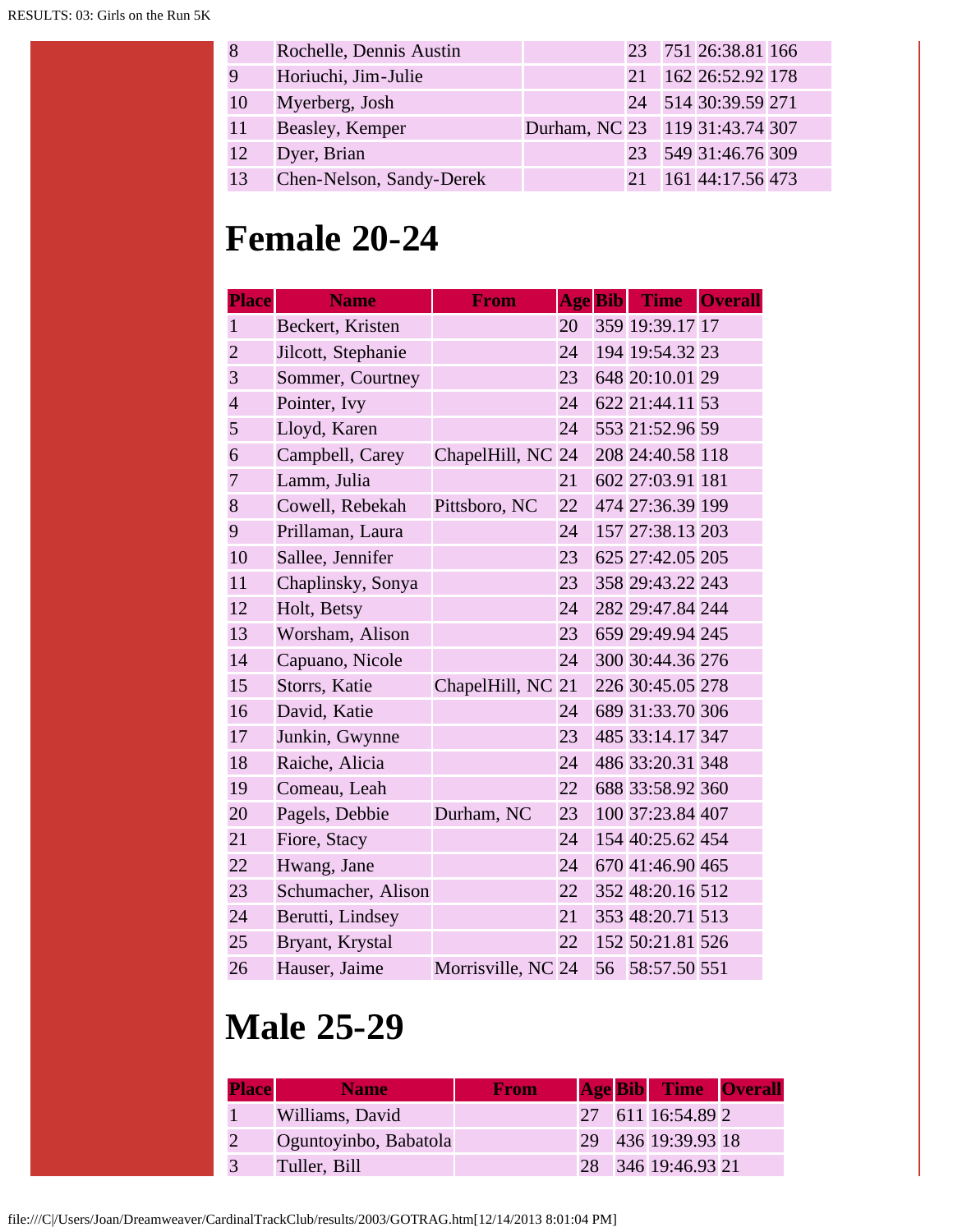| | | | | | | |
|---|---|---|---|---|---|---|
| 8 | Rochelle, Dennis Austin | | 23 | 751 | 26:38.81 | 166 |
| 9 | Horiuchi, Jim-Julie | | 21 | 162 | 26:52.92 | 178 |
| 10 | Myerberg, Josh | | 24 | 514 | 30:39.59 | 271 |
| 11 | Beasley, Kemper | Durham, NC | 23 | 119 | 31:43.74 | 307 |
| 12 | Dyer, Brian | | 23 | 549 | 31:46.76 | 309 |
| 13 | Chen-Nelson, Sandy-Derek | | 21 | 161 | 44:17.56 | 473 |

# Female 20-24

| Place | Name | From | Age | Bib | Time | Overall |
|---|---|---|---|---|---|---|
| 1 | Beckert, Kristen | | 20 | 359 | 19:39.17 | 17 |
| 2 | Jilcott, Stephanie | | 24 | 194 | 19:54.32 | 23 |
| 3 | Sommer, Courtney | | 23 | 648 | 20:10.01 | 29 |
| 4 | Pointer, Ivy | | 24 | 622 | 21:44.11 | 53 |
| 5 | Lloyd, Karen | | 24 | 553 | 21:52.96 | 59 |
| 6 | Campbell, Carey | ChapelHill, NC | 24 | 208 | 24:40.58 | 118 |
| 7 | Lamm, Julia | | 21 | 602 | 27:03.91 | 181 |
| 8 | Cowell, Rebekah | Pittsboro, NC | 22 | 474 | 27:36.39 | 199 |
| 9 | Prillaman, Laura | | 24 | 157 | 27:38.13 | 203 |
| 10 | Sallee, Jennifer | | 23 | 625 | 27:42.05 | 205 |
| 11 | Chaplinsky, Sonya | | 23 | 358 | 29:43.22 | 243 |
| 12 | Holt, Betsy | | 24 | 282 | 29:47.84 | 244 |
| 13 | Worsham, Alison | | 23 | 659 | 29:49.94 | 245 |
| 14 | Capuano, Nicole | | 24 | 300 | 30:44.36 | 276 |
| 15 | Storrs, Katie | ChapelHill, NC | 21 | 226 | 30:45.05 | 278 |
| 16 | David, Katie | | 24 | 689 | 31:33.70 | 306 |
| 17 | Junkin, Gwynne | | 23 | 485 | 33:14.17 | 347 |
| 18 | Raiche, Alicia | | 24 | 486 | 33:20.31 | 348 |
| 19 | Comeau, Leah | | 22 | 688 | 33:58.92 | 360 |
| 20 | Pagels, Debbie | Durham, NC | 23 | 100 | 37:23.84 | 407 |
| 21 | Fiore, Stacy | | 24 | 154 | 40:25.62 | 454 |
| 22 | Hwang, Jane | | 24 | 670 | 41:46.90 | 465 |
| 23 | Schumacher, Alison | | 22 | 352 | 48:20.16 | 512 |
| 24 | Berutti, Lindsey | | 21 | 353 | 48:20.71 | 513 |
| 25 | Bryant, Krystal | | 22 | 152 | 50:21.81 | 526 |
| 26 | Hauser, Jaime | Morrisville, NC | 24 | 56 | 58:57.50 | 551 |

# Male 25-29

| Place | Name | From | Age | Bib | Time | Overall |
|---|---|---|---|---|---|---|
| 1 | Williams, David | | 27 | 611 | 16:54.89 | 2 |
| 2 | Oguntoyinbo, Babatola | | 29 | 436 | 19:39.93 | 18 |
| 3 | Tuller, Bill | | 28 | 346 | 19:46.93 | 21 |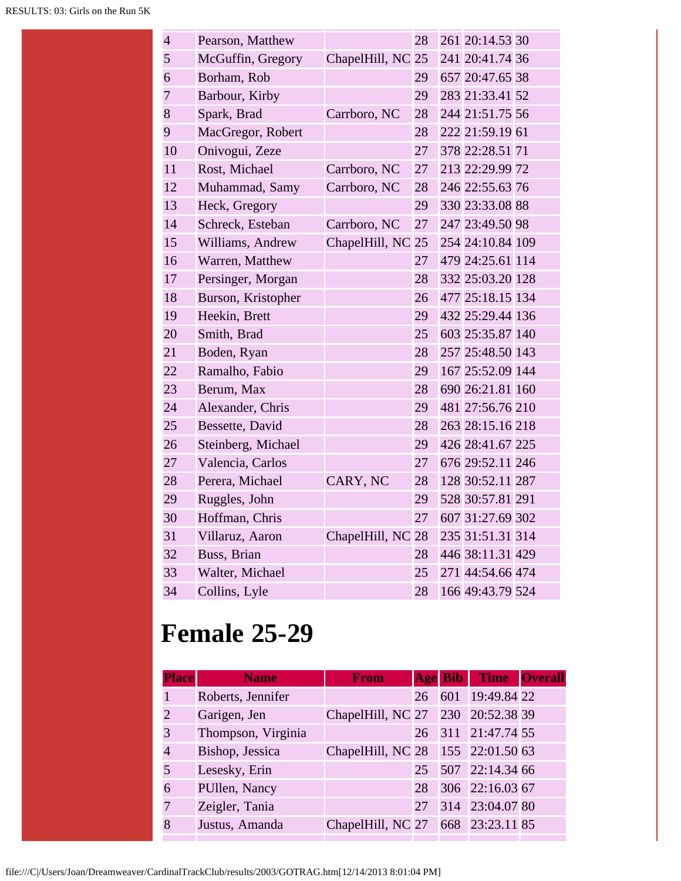| | | | | | | |
|---|---|---|---|---|---|---|
| 4 | Pearson, Matthew | | 28 | 261 | 20:14.53 | 30 |
| 5 | McGuffin, Gregory | ChapelHill, NC | 25 | 241 | 20:41.74 | 36 |
| 6 | Borham, Rob | | 29 | 657 | 20:47.65 | 38 |
| 7 | Barbour, Kirby | | 29 | 283 | 21:33.41 | 52 |
| 8 | Spark, Brad | Carrboro, NC | 28 | 244 | 21:51.75 | 56 |
| 9 | MacGregor, Robert | | 28 | 222 | 21:59.19 | 61 |
| 10 | Onivogui, Zeze | | 27 | 378 | 22:28.51 | 71 |
| 11 | Rost, Michael | Carrboro, NC | 27 | 213 | 22:29.99 | 72 |
| 12 | Muhammad, Samy | Carrboro, NC | 28 | 246 | 22:55.63 | 76 |
| 13 | Heck, Gregory | | 29 | 330 | 23:33.08 | 88 |
| 14 | Schreck, Esteban | Carrboro, NC | 27 | 247 | 23:49.50 | 98 |
| 15 | Williams, Andrew | ChapelHill, NC | 25 | 254 | 24:10.84 | 109 |
| 16 | Warren, Matthew | | 27 | 479 | 24:25.61 | 114 |
| 17 | Persinger, Morgan | | 28 | 332 | 25:03.20 | 128 |
| 18 | Burson, Kristopher | | 26 | 477 | 25:18.15 | 134 |
| 19 | Heekin, Brett | | 29 | 432 | 25:29.44 | 136 |
| 20 | Smith, Brad | | 25 | 603 | 25:35.87 | 140 |
| 21 | Boden, Ryan | | 28 | 257 | 25:48.50 | 143 |
| 22 | Ramalho, Fabio | | 29 | 167 | 25:52.09 | 144 |
| 23 | Berum, Max | | 28 | 690 | 26:21.81 | 160 |
| 24 | Alexander, Chris | | 29 | 481 | 27:56.76 | 210 |
| 25 | Bessette, David | | 28 | 263 | 28:15.16 | 218 |
| 26 | Steinberg, Michael | | 29 | 426 | 28:41.67 | 225 |
| 27 | Valencia, Carlos | | 27 | 676 | 29:52.11 | 246 |
| 28 | Perera, Michael | CARY, NC | 28 | 128 | 30:52.11 | 287 |
| 29 | Ruggles, John | | 29 | 528 | 30:57.81 | 291 |
| 30 | Hoffman, Chris | | 27 | 607 | 31:27.69 | 302 |
| 31 | Villaruz, Aaron | ChapelHill, NC | 28 | 235 | 31:51.31 | 314 |
| 32 | Buss, Brian | | 28 | 446 | 38:11.31 | 429 |
| 33 | Walter, Michael | | 25 | 271 | 44:54.66 | 474 |
| 34 | Collins, Lyle | | 28 | 166 | 49:43.79 | 524 |

# Female 25-29

| Place | Name | From | Age | Bib | Time | Overall |
|---|---|---|---|---|---|---|
| 1 | Roberts, Jennifer | | 26 | 601 | 19:49.84 | 22 |
| 2 | Garigen, Jen | ChapelHill, NC | 27 | 230 | 20:52.38 | 39 |
| 3 | Thompson, Virginia | | 26 | 311 | 21:47.74 | 55 |
| 4 | Bishop, Jessica | ChapelHill, NC | 28 | 155 | 22:01.50 | 63 |
| 5 | Lesesky, Erin | | 25 | 507 | 22:14.34 | 66 |
| 6 | PUllen, Nancy | | 28 | 306 | 22:16.03 | 67 |
| 7 | Zeigler, Tania | | 27 | 314 | 23:04.07 | 80 |
| 8 | Justus, Amanda | ChapelHill, NC | 27 | 668 | 23:23.11 | 85 |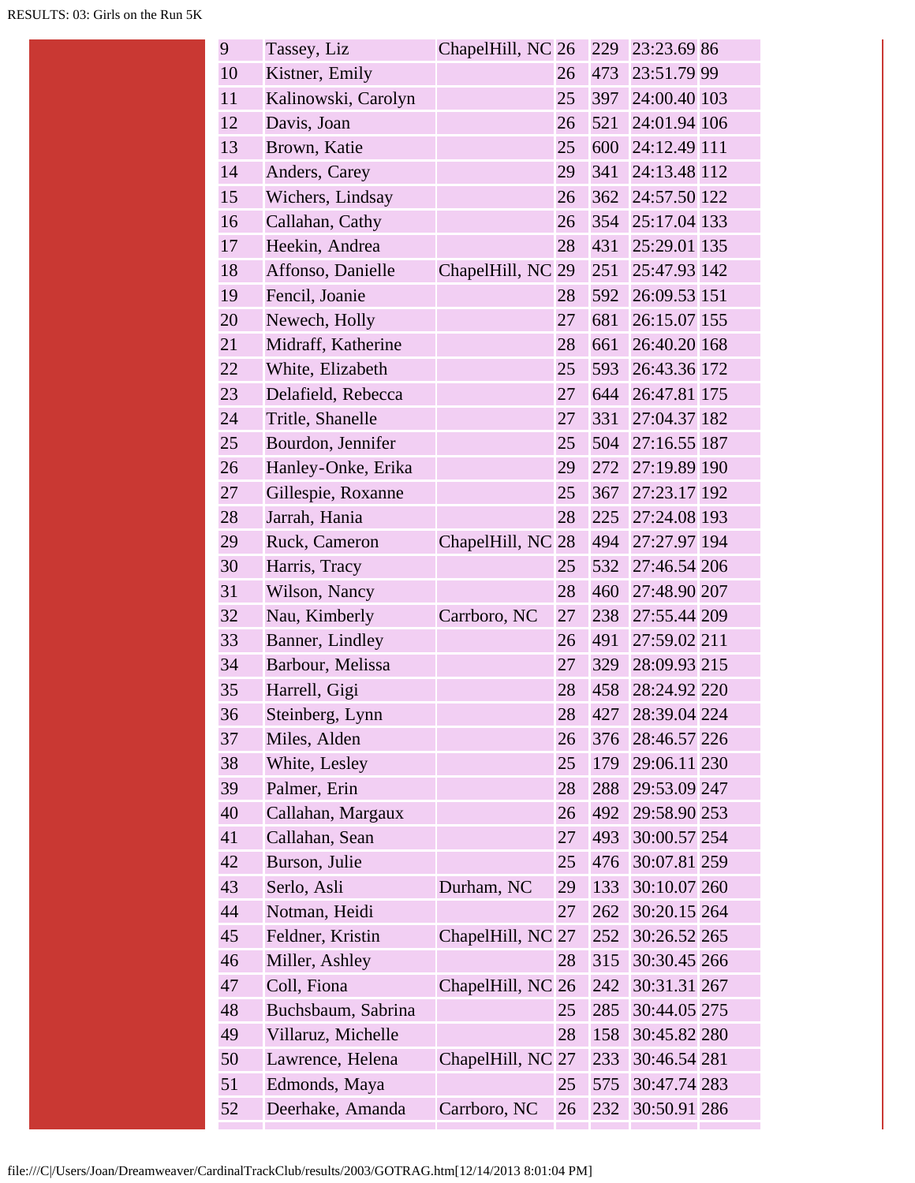| 9 | Tassey, Liz | ChapelHill, NC | 26 | 229 | 23:23.69 | 86 |
|---|---|---|---|---|---|---|
| 10 | Kistner, Emily | | 26 | 473 | 23:51.79 | 99 |
| 11 | Kalinowski, Carolyn | | 25 | 397 | 24:00.40 | 103 |
| 12 | Davis, Joan | | 26 | 521 | 24:01.94 | 106 |
| 13 | Brown, Katie | | 25 | 600 | 24:12.49 | 111 |
| 14 | Anders, Carey | | 29 | 341 | 24:13.48 | 112 |
| 15 | Wichers, Lindsay | | 26 | 362 | 24:57.50 | 122 |
| 16 | Callahan, Cathy | | 26 | 354 | 25:17.04 | 133 |
| 17 | Heekin, Andrea | | 28 | 431 | 25:29.01 | 135 |
| 18 | Affonso, Danielle | ChapelHill, NC | 29 | 251 | 25:47.93 | 142 |
| 19 | Fencil, Joanie | | 28 | 592 | 26:09.53 | 151 |
| 20 | Newech, Holly | | 27 | 681 | 26:15.07 | 155 |
| 21 | Midraff, Katherine | | 28 | 661 | 26:40.20 | 168 |
| 22 | White, Elizabeth | | 25 | 593 | 26:43.36 | 172 |
| 23 | Delafield, Rebecca | | 27 | 644 | 26:47.81 | 175 |
| 24 | Tritle, Shanelle | | 27 | 331 | 27:04.37 | 182 |
| 25 | Bourdon, Jennifer | | 25 | 504 | 27:16.55 | 187 |
| 26 | Hanley-Onke, Erika | | 29 | 272 | 27:19.89 | 190 |
| 27 | Gillespie, Roxanne | | 25 | 367 | 27:23.17 | 192 |
| 28 | Jarrah, Hania | | 28 | 225 | 27:24.08 | 193 |
| 29 | Ruck, Cameron | ChapelHill, NC | 28 | 494 | 27:27.97 | 194 |
| 30 | Harris, Tracy | | 25 | 532 | 27:46.54 | 206 |
| 31 | Wilson, Nancy | | 28 | 460 | 27:48.90 | 207 |
| 32 | Nau, Kimberly | Carrboro, NC | 27 | 238 | 27:55.44 | 209 |
| 33 | Banner, Lindley | | 26 | 491 | 27:59.02 | 211 |
| 34 | Barbour, Melissa | | 27 | 329 | 28:09.93 | 215 |
| 35 | Harrell, Gigi | | 28 | 458 | 28:24.92 | 220 |
| 36 | Steinberg, Lynn | | 28 | 427 | 28:39.04 | 224 |
| 37 | Miles, Alden | | 26 | 376 | 28:46.57 | 226 |
| 38 | White, Lesley | | 25 | 179 | 29:06.11 | 230 |
| 39 | Palmer, Erin | | 28 | 288 | 29:53.09 | 247 |
| 40 | Callahan, Margaux | | 26 | 492 | 29:58.90 | 253 |
| 41 | Callahan, Sean | | 27 | 493 | 30:00.57 | 254 |
| 42 | Burson, Julie | | 25 | 476 | 30:07.81 | 259 |
| 43 | Serlo, Asli | Durham, NC | 29 | 133 | 30:10.07 | 260 |
| 44 | Notman, Heidi | | 27 | 262 | 30:20.15 | 264 |
| 45 | Feldner, Kristin | ChapelHill, NC | 27 | 252 | 30:26.52 | 265 |
| 46 | Miller, Ashley | | 28 | 315 | 30:30.45 | 266 |
| 47 | Coll, Fiona | ChapelHill, NC | 26 | 242 | 30:31.31 | 267 |
| 48 | Buchsbaum, Sabrina | | 25 | 285 | 30:44.05 | 275 |
| 49 | Villaruz, Michelle | | 28 | 158 | 30:45.82 | 280 |
| 50 | Lawrence, Helena | ChapelHill, NC | 27 | 233 | 30:46.54 | 281 |
| 51 | Edmonds, Maya | | 25 | 575 | 30:47.74 | 283 |
| 52 | Deerhake, Amanda | Carrboro, NC | 26 | 232 | 30:50.91 | 286 |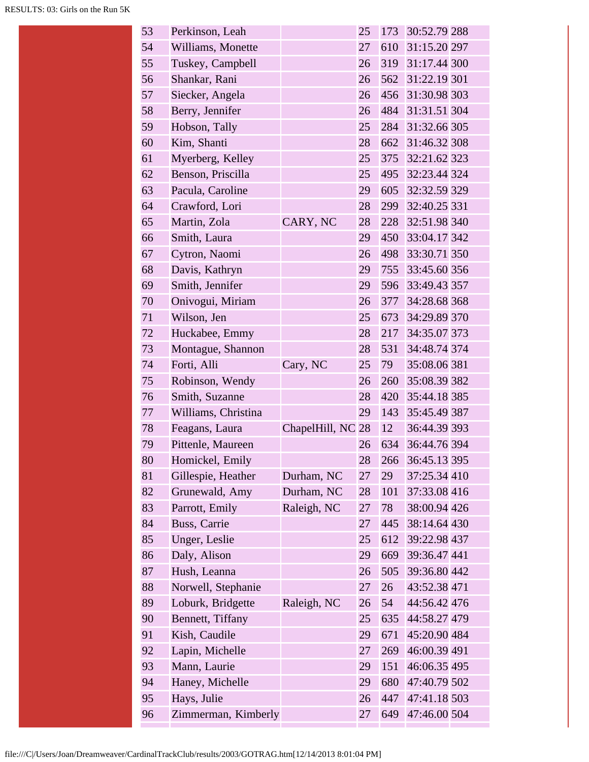| | | | | | | |
|---|---|---|---|---|---|---|
| 53 | Perkinson, Leah | | 25 | 173 | 30:52.79 | 288 |
| 54 | Williams, Monette | | 27 | 610 | 31:15.20 | 297 |
| 55 | Tuskey, Campbell | | 26 | 319 | 31:17.44 | 300 |
| 56 | Shankar, Rani | | 26 | 562 | 31:22.19 | 301 |
| 57 | Siecker, Angela | | 26 | 456 | 31:30.98 | 303 |
| 58 | Berry, Jennifer | | 26 | 484 | 31:31.51 | 304 |
| 59 | Hobson, Tally | | 25 | 284 | 31:32.66 | 305 |
| 60 | Kim, Shanti | | 28 | 662 | 31:46.32 | 308 |
| 61 | Myerberg, Kelley | | 25 | 375 | 32:21.62 | 323 |
| 62 | Benson, Priscilla | | 25 | 495 | 32:23.44 | 324 |
| 63 | Pacula, Caroline | | 29 | 605 | 32:32.59 | 329 |
| 64 | Crawford, Lori | | 28 | 299 | 32:40.25 | 331 |
| 65 | Martin, Zola | CARY, NC | 28 | 228 | 32:51.98 | 340 |
| 66 | Smith, Laura | | 29 | 450 | 33:04.17 | 342 |
| 67 | Cytron, Naomi | | 26 | 498 | 33:30.71 | 350 |
| 68 | Davis, Kathryn | | 29 | 755 | 33:45.60 | 356 |
| 69 | Smith, Jennifer | | 29 | 596 | 33:49.43 | 357 |
| 70 | Onivogui, Miriam | | 26 | 377 | 34:28.68 | 368 |
| 71 | Wilson, Jen | | 25 | 673 | 34:29.89 | 370 |
| 72 | Huckabee, Emmy | | 28 | 217 | 34:35.07 | 373 |
| 73 | Montague, Shannon | | 28 | 531 | 34:48.74 | 374 |
| 74 | Forti, Alli | Cary, NC | 25 | 79 | 35:08.06 | 381 |
| 75 | Robinson, Wendy | | 26 | 260 | 35:08.39 | 382 |
| 76 | Smith, Suzanne | | 28 | 420 | 35:44.18 | 385 |
| 77 | Williams, Christina | | 29 | 143 | 35:45.49 | 387 |
| 78 | Feagans, Laura | ChapelHill, NC | 28 | 12 | 36:44.39 | 393 |
| 79 | Pittenle, Maureen | | 26 | 634 | 36:44.76 | 394 |
| 80 | Homickel, Emily | | 28 | 266 | 36:45.13 | 395 |
| 81 | Gillespie, Heather | Durham, NC | 27 | 29 | 37:25.34 | 410 |
| 82 | Grunewald, Amy | Durham, NC | 28 | 101 | 37:33.08 | 416 |
| 83 | Parrott, Emily | Raleigh, NC | 27 | 78 | 38:00.94 | 426 |
| 84 | Buss, Carrie | | 27 | 445 | 38:14.64 | 430 |
| 85 | Unger, Leslie | | 25 | 612 | 39:22.98 | 437 |
| 86 | Daly, Alison | | 29 | 669 | 39:36.47 | 441 |
| 87 | Hush, Leanna | | 26 | 505 | 39:36.80 | 442 |
| 88 | Norwell, Stephanie | | 27 | 26 | 43:52.38 | 471 |
| 89 | Loburk, Bridgette | Raleigh, NC | 26 | 54 | 44:56.42 | 476 |
| 90 | Bennett, Tiffany | | 25 | 635 | 44:58.27 | 479 |
| 91 | Kish, Caudile | | 29 | 671 | 45:20.90 | 484 |
| 92 | Lapin, Michelle | | 27 | 269 | 46:00.39 | 491 |
| 93 | Mann, Laurie | | 29 | 151 | 46:06.35 | 495 |
| 94 | Haney, Michelle | | 29 | 680 | 47:40.79 | 502 |
| 95 | Hays, Julie | | 26 | 447 | 47:41.18 | 503 |
| 96 | Zimmerman, Kimberly | | 27 | 649 | 47:46.00 | 504 |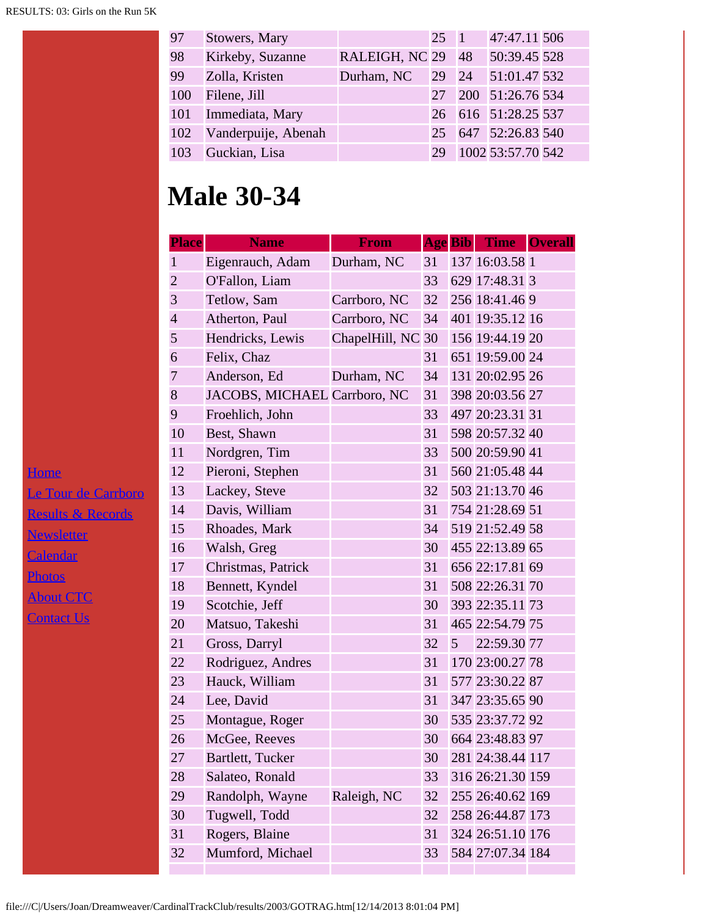| | | | | | | |
|---|---|---|---|---|---|---|
| 97 | Stowers, Mary | | 25 | 1 | 47:47.11 | 506 |
| 98 | Kirkeby, Suzanne | RALEIGH, NC | 29 | 48 | 50:39.45 | 528 |
| 99 | Zolla, Kristen | Durham, NC | 29 | 24 | 51:01.47 | 532 |
| 100 | Filene, Jill | | 27 | 200 | 51:26.76 | 534 |
| 101 | Immediata, Mary | | 26 | 616 | 51:28.25 | 537 |
| 102 | Vanderpuije, Abenah | | 25 | 647 | 52:26.83 | 540 |
| 103 | Guckian, Lisa | | 29 | 1002 | 53:57.70 | 542 |

# Male 30-34

| Place | Name | From | Age | Bib | Time | Overall |
|---|---|---|---|---|---|---|
| 1 | Eigenrauch, Adam | Durham, NC | 31 | 137 | 16:03.58 | 1 |
| 2 | O'Fallon, Liam | | 33 | 629 | 17:48.31 | 3 |
| 3 | Tetlow, Sam | Carrboro, NC | 32 | 256 | 18:41.46 | 9 |
| 4 | Atherton, Paul | Carrboro, NC | 34 | 401 | 19:35.12 | 16 |
| 5 | Hendricks, Lewis | ChapelHill, NC | 30 | 156 | 19:44.19 | 20 |
| 6 | Felix, Chaz | | 31 | 651 | 19:59.00 | 24 |
| 7 | Anderson, Ed | Durham, NC | 34 | 131 | 20:02.95 | 26 |
| 8 | JACOBS, MICHAEL | Carrboro, NC | 31 | 398 | 20:03.56 | 27 |
| 9 | Froehlich, John | | 33 | 497 | 20:23.31 | 31 |
| 10 | Best, Shawn | | 31 | 598 | 20:57.32 | 40 |
| 11 | Nordgren, Tim | | 33 | 500 | 20:59.90 | 41 |
| 12 | Pieroni, Stephen | | 31 | 560 | 21:05.48 | 44 |
| 13 | Lackey, Steve | | 32 | 503 | 21:13.70 | 46 |
| 14 | Davis, William | | 31 | 754 | 21:28.69 | 51 |
| 15 | Rhoades, Mark | | 34 | 519 | 21:52.49 | 58 |
| 16 | Walsh, Greg | | 30 | 455 | 22:13.89 | 65 |
| 17 | Christmas, Patrick | | 31 | 656 | 22:17.81 | 69 |
| 18 | Bennett, Kyndel | | 31 | 508 | 22:26.31 | 70 |
| 19 | Scotchie, Jeff | | 30 | 393 | 22:35.11 | 73 |
| 20 | Matsuo, Takeshi | | 31 | 465 | 22:54.79 | 75 |
| 21 | Gross, Darryl | | 32 | 5 | 22:59.30 | 77 |
| 22 | Rodriguez, Andres | | 31 | 170 | 23:00.27 | 78 |
| 23 | Hauck, William | | 31 | 577 | 23:30.22 | 87 |
| 24 | Lee, David | | 31 | 347 | 23:35.65 | 90 |
| 25 | Montague, Roger | | 30 | 535 | 23:37.72 | 92 |
| 26 | McGee, Reeves | | 30 | 664 | 23:48.83 | 97 |
| 27 | Bartlett, Tucker | | 30 | 281 | 24:38.44 | 117 |
| 28 | Salateo, Ronald | | 33 | 316 | 26:21.30 | 159 |
| 29 | Randolph, Wayne | Raleigh, NC | 32 | 255 | 26:40.62 | 169 |
| 30 | Tugwell, Todd | | 32 | 258 | 26:44.87 | 173 |
| 31 | Rogers, Blaine | | 31 | 324 | 26:51.10 | 176 |
| 32 | Mumford, Michael | | 33 | 584 | 27:07.34 | 184 |

Home
Le Tour de Carrboro
Results & Records
Newsletter
Calendar
Photos
About CTC
Contact Us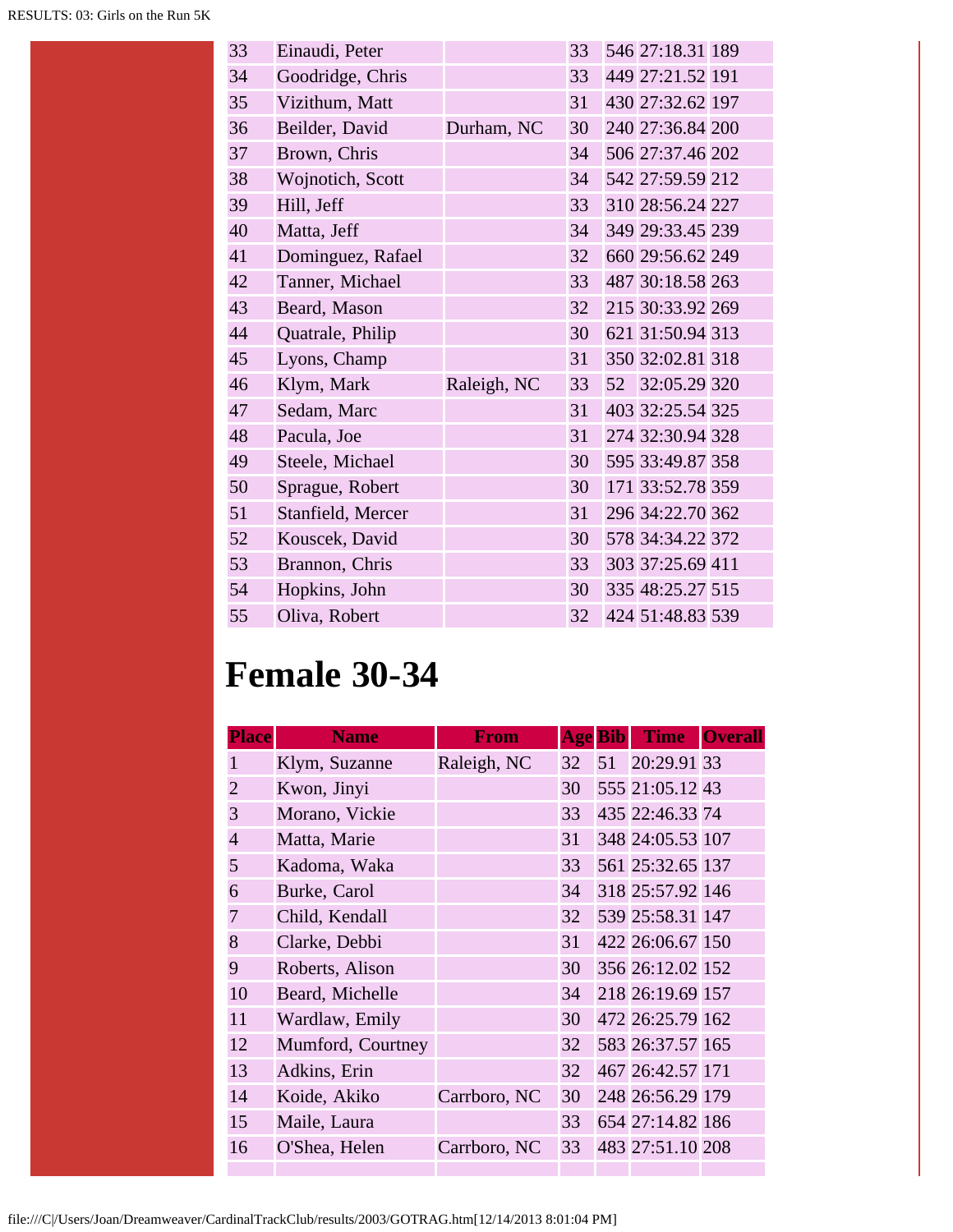| | | | | | | |
|---|---|---|---|---|---|---|
| 33 | Einaudi, Peter | | 33 | 546 | 27:18.31 | 189 |
| 34 | Goodridge, Chris | | 33 | 449 | 27:21.52 | 191 |
| 35 | Vizithum, Matt | | 31 | 430 | 27:32.62 | 197 |
| 36 | Beilder, David | Durham, NC | 30 | 240 | 27:36.84 | 200 |
| 37 | Brown, Chris | | 34 | 506 | 27:37.46 | 202 |
| 38 | Wojnotich, Scott | | 34 | 542 | 27:59.59 | 212 |
| 39 | Hill, Jeff | | 33 | 310 | 28:56.24 | 227 |
| 40 | Matta, Jeff | | 34 | 349 | 29:33.45 | 239 |
| 41 | Dominguez, Rafael | | 32 | 660 | 29:56.62 | 249 |
| 42 | Tanner, Michael | | 33 | 487 | 30:18.58 | 263 |
| 43 | Beard, Mason | | 32 | 215 | 30:33.92 | 269 |
| 44 | Quatrale, Philip | | 30 | 621 | 31:50.94 | 313 |
| 45 | Lyons, Champ | | 31 | 350 | 32:02.81 | 318 |
| 46 | Klym, Mark | Raleigh, NC | 33 | 52 | 32:05.29 | 320 |
| 47 | Sedam, Marc | | 31 | 403 | 32:25.54 | 325 |
| 48 | Pacula, Joe | | 31 | 274 | 32:30.94 | 328 |
| 49 | Steele, Michael | | 30 | 595 | 33:49.87 | 358 |
| 50 | Sprague, Robert | | 30 | 171 | 33:52.78 | 359 |
| 51 | Stanfield, Mercer | | 31 | 296 | 34:22.70 | 362 |
| 52 | Kouscek, David | | 30 | 578 | 34:34.22 | 372 |
| 53 | Brannon, Chris | | 33 | 303 | 37:25.69 | 411 |
| 54 | Hopkins, John | | 30 | 335 | 48:25.27 | 515 |
| 55 | Oliva, Robert | | 32 | 424 | 51:48.83 | 539 |

# Female 30-34

| Place | Name | From | Age | Bib | Time | Overall |
|---|---|---|---|---|---|---|
| 1 | Klym, Suzanne | Raleigh, NC | 32 | 51 | 20:29.91 | 33 |
| 2 | Kwon, Jinyi | | 30 | 555 | 21:05.12 | 43 |
| 3 | Morano, Vickie | | 33 | 435 | 22:46.33 | 74 |
| 4 | Matta, Marie | | 31 | 348 | 24:05.53 | 107 |
| 5 | Kadoma, Waka | | 33 | 561 | 25:32.65 | 137 |
| 6 | Burke, Carol | | 34 | 318 | 25:57.92 | 146 |
| 7 | Child, Kendall | | 32 | 539 | 25:58.31 | 147 |
| 8 | Clarke, Debbi | | 31 | 422 | 26:06.67 | 150 |
| 9 | Roberts, Alison | | 30 | 356 | 26:12.02 | 152 |
| 10 | Beard, Michelle | | 34 | 218 | 26:19.69 | 157 |
| 11 | Wardlaw, Emily | | 30 | 472 | 26:25.79 | 162 |
| 12 | Mumford, Courtney | | 32 | 583 | 26:37.57 | 165 |
| 13 | Adkins, Erin | | 32 | 467 | 26:42.57 | 171 |
| 14 | Koide, Akiko | Carrboro, NC | 30 | 248 | 26:56.29 | 179 |
| 15 | Maile, Laura | | 33 | 654 | 27:14.82 | 186 |
| 16 | O'Shea, Helen | Carrboro, NC | 33 | 483 | 27:51.10 | 208 |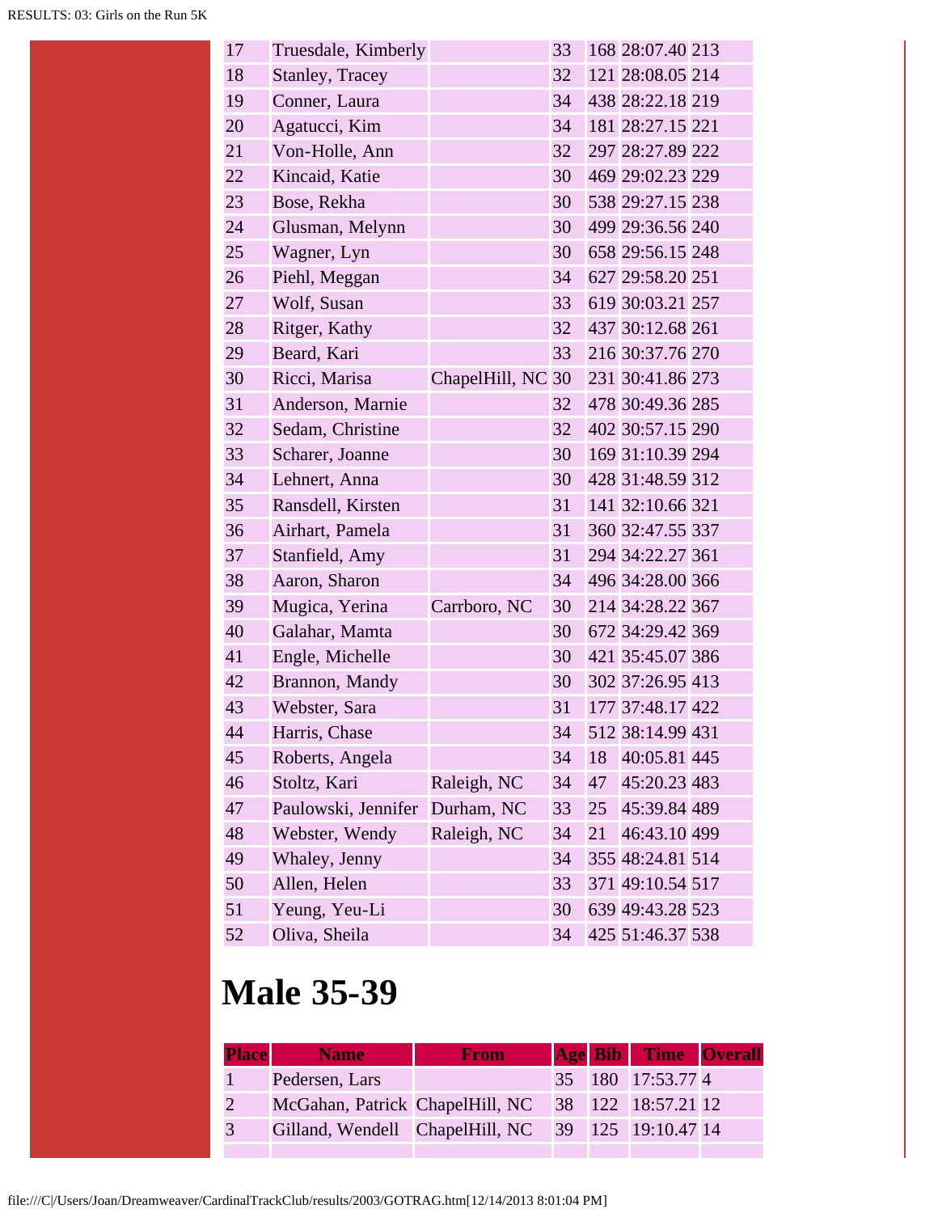| | | | | | | |
|---|---|---|---|---|---|---|
| 17 | Truesdale, Kimberly | | 33 | 168 | 28:07.40 | 213 |
| 18 | Stanley, Tracey | | 32 | 121 | 28:08.05 | 214 |
| 19 | Conner, Laura | | 34 | 438 | 28:22.18 | 219 |
| 20 | Agatucci, Kim | | 34 | 181 | 28:27.15 | 221 |
| 21 | Von-Holle, Ann | | 32 | 297 | 28:27.89 | 222 |
| 22 | Kincaid, Katie | | 30 | 469 | 29:02.23 | 229 |
| 23 | Bose, Rekha | | 30 | 538 | 29:27.15 | 238 |
| 24 | Glusman, Melynn | | 30 | 499 | 29:36.56 | 240 |
| 25 | Wagner, Lyn | | 30 | 658 | 29:56.15 | 248 |
| 26 | Piehl, Meggan | | 34 | 627 | 29:58.20 | 251 |
| 27 | Wolf, Susan | | 33 | 619 | 30:03.21 | 257 |
| 28 | Ritger, Kathy | | 32 | 437 | 30:12.68 | 261 |
| 29 | Beard, Kari | | 33 | 216 | 30:37.76 | 270 |
| 30 | Ricci, Marisa | ChapelHill, NC | 30 | 231 | 30:41.86 | 273 |
| 31 | Anderson, Marnie | | 32 | 478 | 30:49.36 | 285 |
| 32 | Sedam, Christine | | 32 | 402 | 30:57.15 | 290 |
| 33 | Scharer, Joanne | | 30 | 169 | 31:10.39 | 294 |
| 34 | Lehnert, Anna | | 30 | 428 | 31:48.59 | 312 |
| 35 | Ransdell, Kirsten | | 31 | 141 | 32:10.66 | 321 |
| 36 | Airhart, Pamela | | 31 | 360 | 32:47.55 | 337 |
| 37 | Stanfield, Amy | | 31 | 294 | 34:22.27 | 361 |
| 38 | Aaron, Sharon | | 34 | 496 | 34:28.00 | 366 |
| 39 | Mugica, Yerina | Carrboro, NC | 30 | 214 | 34:28.22 | 367 |
| 40 | Galahar, Mamta | | 30 | 672 | 34:29.42 | 369 |
| 41 | Engle, Michelle | | 30 | 421 | 35:45.07 | 386 |
| 42 | Brannon, Mandy | | 30 | 302 | 37:26.95 | 413 |
| 43 | Webster, Sara | | 31 | 177 | 37:48.17 | 422 |
| 44 | Harris, Chase | | 34 | 512 | 38:14.99 | 431 |
| 45 | Roberts, Angela | | 34 | 18 | 40:05.81 | 445 |
| 46 | Stoltz, Kari | Raleigh, NC | 34 | 47 | 45:20.23 | 483 |
| 47 | Paulowski, Jennifer | Durham, NC | 33 | 25 | 45:39.84 | 489 |
| 48 | Webster, Wendy | Raleigh, NC | 34 | 21 | 46:43.10 | 499 |
| 49 | Whaley, Jenny | | 34 | 355 | 48:24.81 | 514 |
| 50 | Allen, Helen | | 33 | 371 | 49:10.54 | 517 |
| 51 | Yeung, Yeu-Li | | 30 | 639 | 49:43.28 | 523 |
| 52 | Oliva, Sheila | | 34 | 425 | 51:46.37 | 538 |

# Male 35-39

| Place | Name | From | Age | Bib | Time | Overall |
|---|---|---|---|---|---|---|
| 1 | Pedersen, Lars | | 35 | 180 | 17:53.77 | 4 |
| 2 | McGahan, Patrick | ChapelHill, NC | 38 | 122 | 18:57.21 | 12 |
| 3 | Gilland, Wendell | ChapelHill, NC | 39 | 125 | 19:10.47 | 14 |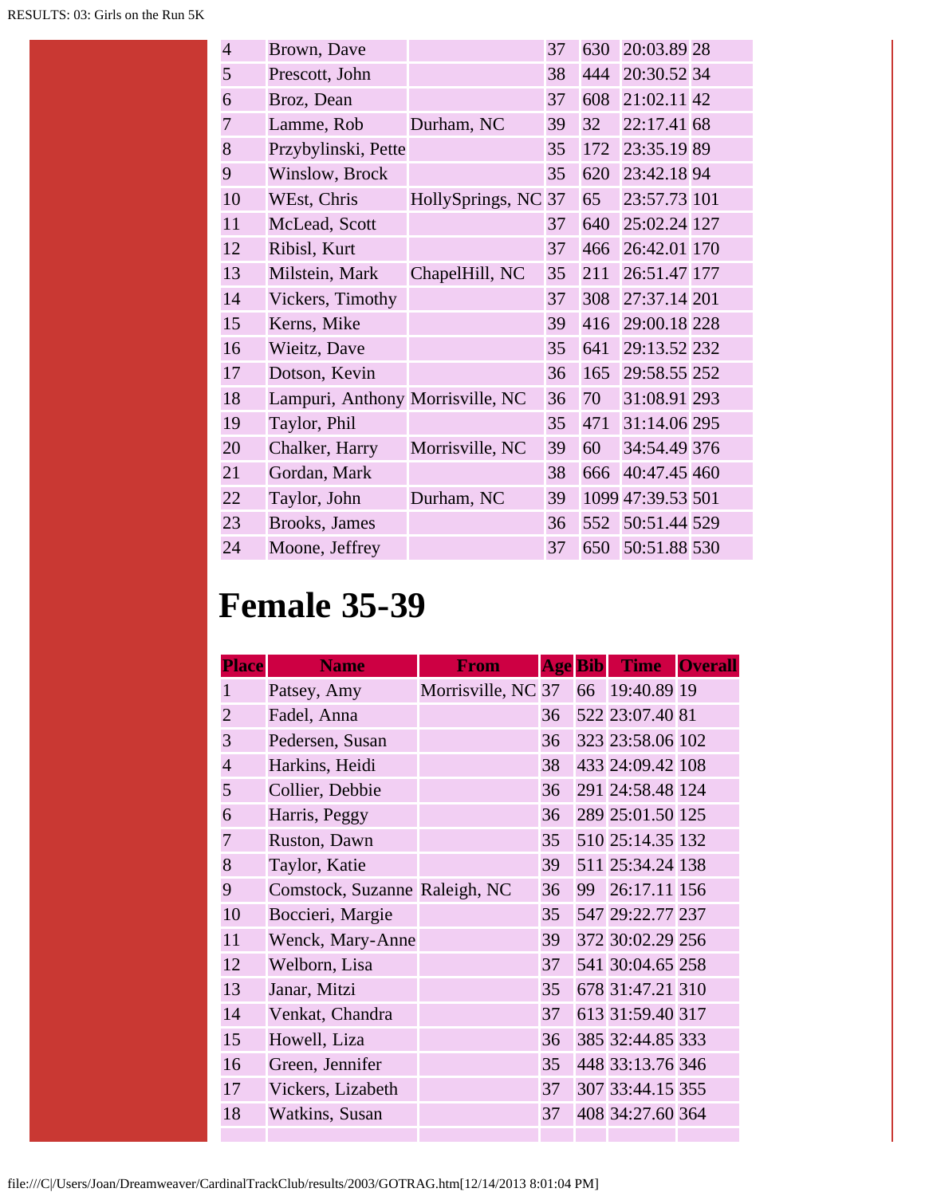| | | | | | | |
|---|---|---|---|---|---|---|
| 4 | Brown, Dave | | 37 | 630 | 20:03.89 | 28 |
| 5 | Prescott, John | | 38 | 444 | 20:30.52 | 34 |
| 6 | Broz, Dean | | 37 | 608 | 21:02.11 | 42 |
| 7 | Lamme, Rob | Durham, NC | 39 | 32 | 22:17.41 | 68 |
| 8 | Przybylinski, Pette | | 35 | 172 | 23:35.19 | 89 |
| 9 | Winslow, Brock | | 35 | 620 | 23:42.18 | 94 |
| 10 | WEst, Chris | HollySprings, NC | 37 | 65 | 23:57.73 | 101 |
| 11 | McLead, Scott | | 37 | 640 | 25:02.24 | 127 |
| 12 | Ribisl, Kurt | | 37 | 466 | 26:42.01 | 170 |
| 13 | Milstein, Mark | ChapelHill, NC | 35 | 211 | 26:51.47 | 177 |
| 14 | Vickers, Timothy | | 37 | 308 | 27:37.14 | 201 |
| 15 | Kerns, Mike | | 39 | 416 | 29:00.18 | 228 |
| 16 | Wieitz, Dave | | 35 | 641 | 29:13.52 | 232 |
| 17 | Dotson, Kevin | | 36 | 165 | 29:58.55 | 252 |
| 18 | Lampuri, Anthony | Morrisville, NC | 36 | 70 | 31:08.91 | 293 |
| 19 | Taylor, Phil | | 35 | 471 | 31:14.06 | 295 |
| 20 | Chalker, Harry | Morrisville, NC | 39 | 60 | 34:54.49 | 376 |
| 21 | Gordan, Mark | | 38 | 666 | 40:47.45 | 460 |
| 22 | Taylor, John | Durham, NC | 39 | 1099 | 47:39.53 | 501 |
| 23 | Brooks, James | | 36 | 552 | 50:51.44 | 529 |
| 24 | Moone, Jeffrey | | 37 | 650 | 50:51.88 | 530 |

# Female 35-39

| Place | Name | From | Age | Bib | Time | Overall |
|---|---|---|---|---|---|---|
| 1 | Patsey, Amy | Morrisville, NC | 37 | 66 | 19:40.89 | 19 |
| 2 | Fadel, Anna | | 36 | 522 | 23:07.40 | 81 |
| 3 | Pedersen, Susan | | 36 | 323 | 23:58.06 | 102 |
| 4 | Harkins, Heidi | | 38 | 433 | 24:09.42 | 108 |
| 5 | Collier, Debbie | | 36 | 291 | 24:58.48 | 124 |
| 6 | Harris, Peggy | | 36 | 289 | 25:01.50 | 125 |
| 7 | Ruston, Dawn | | 35 | 510 | 25:14.35 | 132 |
| 8 | Taylor, Katie | | 39 | 511 | 25:34.24 | 138 |
| 9 | Comstock, Suzanne | Raleigh, NC | 36 | 99 | 26:17.11 | 156 |
| 10 | Boccieri, Margie | | 35 | 547 | 29:22.77 | 237 |
| 11 | Wenck, Mary-Anne | | 39 | 372 | 30:02.29 | 256 |
| 12 | Welborn, Lisa | | 37 | 541 | 30:04.65 | 258 |
| 13 | Janar, Mitzi | | 35 | 678 | 31:47.21 | 310 |
| 14 | Venkat, Chandra | | 37 | 613 | 31:59.40 | 317 |
| 15 | Howell, Liza | | 36 | 385 | 32:44.85 | 333 |
| 16 | Green, Jennifer | | 35 | 448 | 33:13.76 | 346 |
| 17 | Vickers, Lizabeth | | 37 | 307 | 33:44.15 | 355 |
| 18 | Watkins, Susan | | 37 | 408 | 34:27.60 | 364 |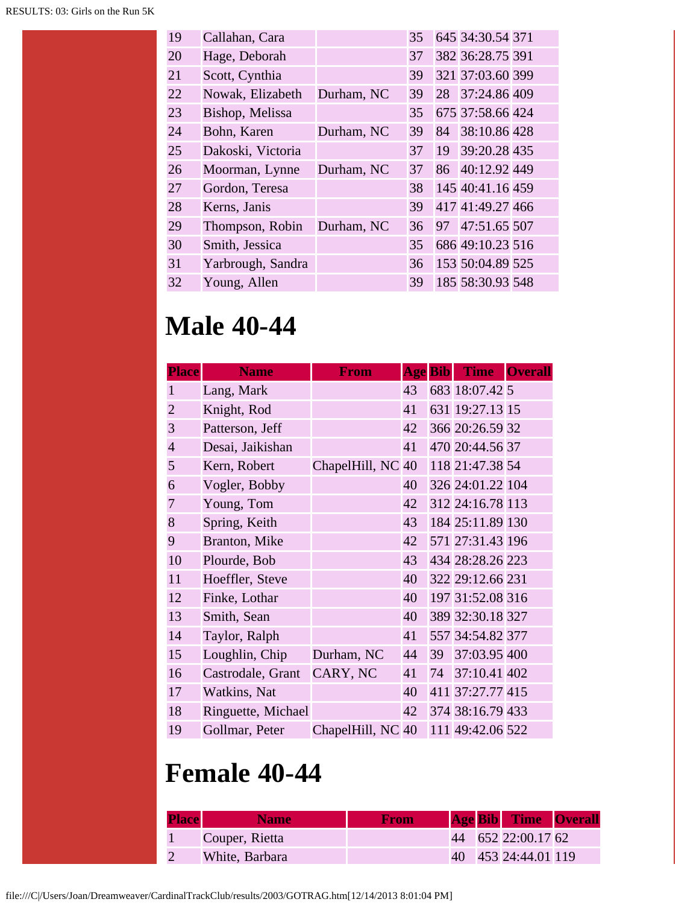| | | | | | | |
|---|---|---|---|---|---|---|
| 19 | Callahan, Cara | | 35 | 645 | 34:30.54 | 371 |
| 20 | Hage, Deborah | | 37 | 382 | 36:28.75 | 391 |
| 21 | Scott, Cynthia | | 39 | 321 | 37:03.60 | 399 |
| 22 | Nowak, Elizabeth | Durham, NC | 39 | 28 | 37:24.86 | 409 |
| 23 | Bishop, Melissa | | 35 | 675 | 37:58.66 | 424 |
| 24 | Bohn, Karen | Durham, NC | 39 | 84 | 38:10.86 | 428 |
| 25 | Dakoski, Victoria | | 37 | 19 | 39:20.28 | 435 |
| 26 | Moorman, Lynne | Durham, NC | 37 | 86 | 40:12.92 | 449 |
| 27 | Gordon, Teresa | | 38 | 145 | 40:41.16 | 459 |
| 28 | Kerns, Janis | | 39 | 417 | 41:49.27 | 466 |
| 29 | Thompson, Robin | Durham, NC | 36 | 97 | 47:51.65 | 507 |
| 30 | Smith, Jessica | | 35 | 686 | 49:10.23 | 516 |
| 31 | Yarbrough, Sandra | | 36 | 153 | 50:04.89 | 525 |
| 32 | Young, Allen | | 39 | 185 | 58:30.93 | 548 |

# Male 40-44

| Place | Name | From | Age | Bib | Time | Overall |
|---|---|---|---|---|---|---|
| 1 | Lang, Mark | | 43 | 683 | 18:07.42 | 5 |
| 2 | Knight, Rod | | 41 | 631 | 19:27.13 | 15 |
| 3 | Patterson, Jeff | | 42 | 366 | 20:26.59 | 32 |
| 4 | Desai, Jaikishan | | 41 | 470 | 20:44.56 | 37 |
| 5 | Kern, Robert | ChapelHill, NC | 40 | 118 | 21:47.38 | 54 |
| 6 | Vogler, Bobby | | 40 | 326 | 24:01.22 | 104 |
| 7 | Young, Tom | | 42 | 312 | 24:16.78 | 113 |
| 8 | Spring, Keith | | 43 | 184 | 25:11.89 | 130 |
| 9 | Branton, Mike | | 42 | 571 | 27:31.43 | 196 |
| 10 | Plourde, Bob | | 43 | 434 | 28:28.26 | 223 |
| 11 | Hoeffler, Steve | | 40 | 322 | 29:12.66 | 231 |
| 12 | Finke, Lothar | | 40 | 197 | 31:52.08 | 316 |
| 13 | Smith, Sean | | 40 | 389 | 32:30.18 | 327 |
| 14 | Taylor, Ralph | | 41 | 557 | 34:54.82 | 377 |
| 15 | Loughlin, Chip | Durham, NC | 44 | 39 | 37:03.95 | 400 |
| 16 | Castrodale, Grant | CARY, NC | 41 | 74 | 37:10.41 | 402 |
| 17 | Watkins, Nat | | 40 | 411 | 37:27.77 | 415 |
| 18 | Ringuette, Michael | | 42 | 374 | 38:16.79 | 433 |
| 19 | Gollmar, Peter | ChapelHill, NC | 40 | 111 | 49:42.06 | 522 |

# Female 40-44

| Place | Name | From | Age | Bib | Time | Overall |
|---|---|---|---|---|---|---|
| 1 | Couper, Rietta | | 44 | 652 | 22:00.17 | 62 |
| 2 | White, Barbara | | 40 | 453 | 24:44.01 | 119 |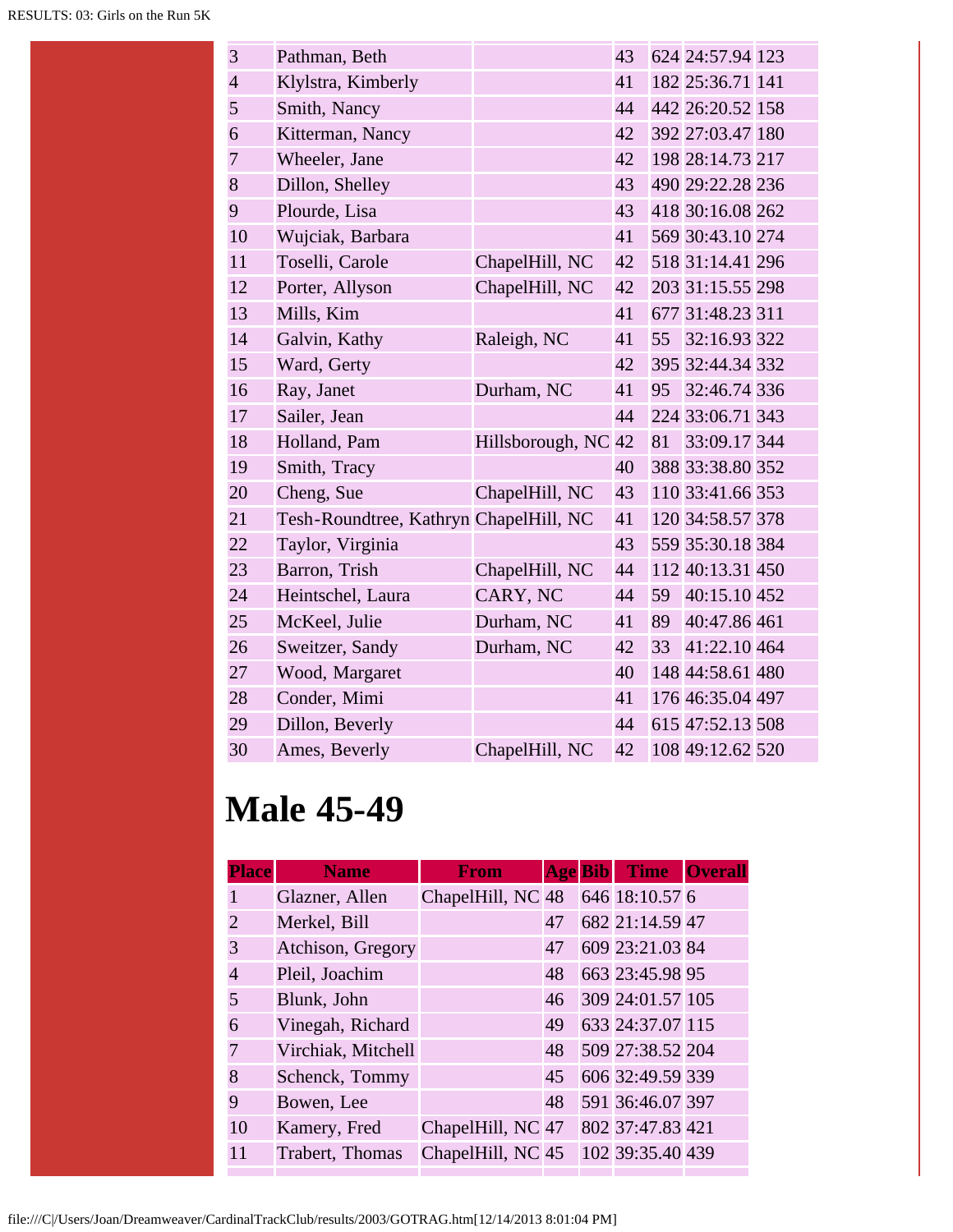| | | | | | | |
|---|---|---|---|---|---|---|
| 3 | Pathman, Beth | | 43 | 624 | 24:57.94 | 123 |
| 4 | Klylstra, Kimberly | | 41 | 182 | 25:36.71 | 141 |
| 5 | Smith, Nancy | | 44 | 442 | 26:20.52 | 158 |
| 6 | Kitterman, Nancy | | 42 | 392 | 27:03.47 | 180 |
| 7 | Wheeler, Jane | | 42 | 198 | 28:14.73 | 217 |
| 8 | Dillon, Shelley | | 43 | 490 | 29:22.28 | 236 |
| 9 | Plourde, Lisa | | 43 | 418 | 30:16.08 | 262 |
| 10 | Wujciak, Barbara | | 41 | 569 | 30:43.10 | 274 |
| 11 | Toselli, Carole | ChapelHill, NC | 42 | 518 | 31:14.41 | 296 |
| 12 | Porter, Allyson | ChapelHill, NC | 42 | 203 | 31:15.55 | 298 |
| 13 | Mills, Kim | | 41 | 677 | 31:48.23 | 311 |
| 14 | Galvin, Kathy | Raleigh, NC | 41 | 55 | 32:16.93 | 322 |
| 15 | Ward, Gerty | | 42 | 395 | 32:44.34 | 332 |
| 16 | Ray, Janet | Durham, NC | 41 | 95 | 32:46.74 | 336 |
| 17 | Sailer, Jean | | 44 | 224 | 33:06.71 | 343 |
| 18 | Holland, Pam | Hillsborough, NC | 42 | 81 | 33:09.17 | 344 |
| 19 | Smith, Tracy | | 40 | 388 | 33:38.80 | 352 |
| 20 | Cheng, Sue | ChapelHill, NC | 43 | 110 | 33:41.66 | 353 |
| 21 | Tesh-Roundtree, Kathryn | ChapelHill, NC | 41 | 120 | 34:58.57 | 378 |
| 22 | Taylor, Virginia | | 43 | 559 | 35:30.18 | 384 |
| 23 | Barron, Trish | ChapelHill, NC | 44 | 112 | 40:13.31 | 450 |
| 24 | Heintschel, Laura | CARY, NC | 44 | 59 | 40:15.10 | 452 |
| 25 | McKeel, Julie | Durham, NC | 41 | 89 | 40:47.86 | 461 |
| 26 | Sweitzer, Sandy | Durham, NC | 42 | 33 | 41:22.10 | 464 |
| 27 | Wood, Margaret | | 40 | 148 | 44:58.61 | 480 |
| 28 | Conder, Mimi | | 41 | 176 | 46:35.04 | 497 |
| 29 | Dillon, Beverly | | 44 | 615 | 47:52.13 | 508 |
| 30 | Ames, Beverly | ChapelHill, NC | 42 | 108 | 49:12.62 | 520 |

# Male 45-49

| Place | Name | From | Age | Bib | Time | Overall |
|---|---|---|---|---|---|---|
| 1 | Glazner, Allen | ChapelHill, NC | 48 | 646 | 18:10.57 | 6 |
| 2 | Merkel, Bill | | 47 | 682 | 21:14.59 | 47 |
| 3 | Atchison, Gregory | | 47 | 609 | 23:21.03 | 84 |
| 4 | Pleil, Joachim | | 48 | 663 | 23:45.98 | 95 |
| 5 | Blunk, John | | 46 | 309 | 24:01.57 | 105 |
| 6 | Vinegah, Richard | | 49 | 633 | 24:37.07 | 115 |
| 7 | Virchiak, Mitchell | | 48 | 509 | 27:38.52 | 204 |
| 8 | Schenck, Tommy | | 45 | 606 | 32:49.59 | 339 |
| 9 | Bowen, Lee | | 48 | 591 | 36:46.07 | 397 |
| 10 | Kamery, Fred | ChapelHill, NC | 47 | 802 | 37:47.83 | 421 |
| 11 | Trabert, Thomas | ChapelHill, NC | 45 | 102 | 39:35.40 | 439 |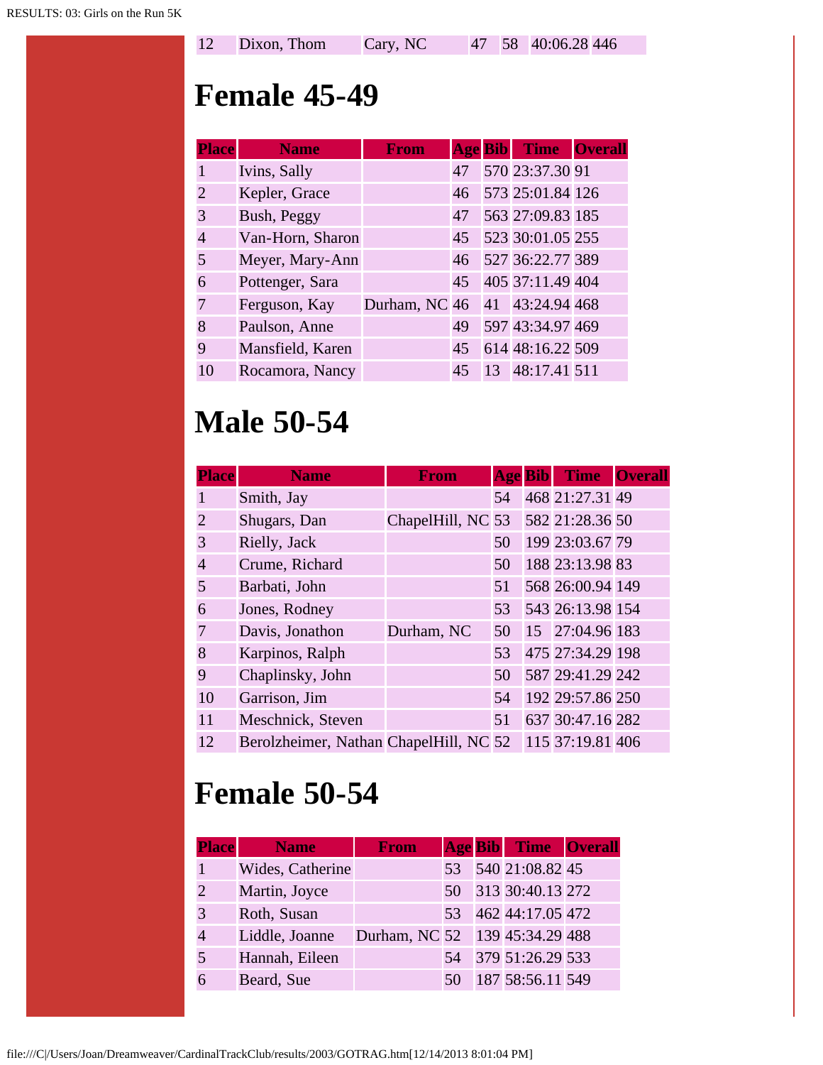| 12 | Dixon, Thom | Cary, NC | 47 | 58 | 40:06.28 | 446 |
|---|---|---|---|---|---|---|

# Female 45-49

| Place | Name | From | Age | Bib | Time | Overall |
|---|---|---|---|---|---|---|
| 1 | Ivins, Sally | | 47 | 570 | 23:37.30 | 91 |
| 2 | Kepler, Grace | | 46 | 573 | 25:01.84 | 126 |
| 3 | Bush, Peggy | | 47 | 563 | 27:09.83 | 185 |
| 4 | Van-Horn, Sharon | | 45 | 523 | 30:01.05 | 255 |
| 5 | Meyer, Mary-Ann | | 46 | 527 | 36:22.77 | 389 |
| 6 | Pottenger, Sara | | 45 | 405 | 37:11.49 | 404 |
| 7 | Ferguson, Kay | Durham, NC | 46 | 41 | 43:24.94 | 468 |
| 8 | Paulson, Anne | | 49 | 597 | 43:34.97 | 469 |
| 9 | Mansfield, Karen | | 45 | 614 | 48:16.22 | 509 |
| 10 | Rocamora, Nancy | | 45 | 13 | 48:17.41 | 511 |

# Male 50-54

| Place | Name | From | Age | Bib | Time | Overall |
|---|---|---|---|---|---|---|
| 1 | Smith, Jay | | 54 | 468 | 21:27.31 | 49 |
| 2 | Shugars, Dan | ChapelHill, NC | 53 | 582 | 21:28.36 | 50 |
| 3 | Rielly, Jack | | 50 | 199 | 23:03.67 | 79 |
| 4 | Crume, Richard | | 50 | 188 | 23:13.98 | 83 |
| 5 | Barbati, John | | 51 | 568 | 26:00.94 | 149 |
| 6 | Jones, Rodney | | 53 | 543 | 26:13.98 | 154 |
| 7 | Davis, Jonathon | Durham, NC | 50 | 15 | 27:04.96 | 183 |
| 8 | Karpinos, Ralph | | 53 | 475 | 27:34.29 | 198 |
| 9 | Chaplinsky, John | | 50 | 587 | 29:41.29 | 242 |
| 10 | Garrison, Jim | | 54 | 192 | 29:57.86 | 250 |
| 11 | Meschnick, Steven | | 51 | 637 | 30:47.16 | 282 |
| 12 | Berolzheimer, Nathan | ChapelHill, NC | 52 | 115 | 37:19.81 | 406 |

# Female 50-54

| Place | Name | From | Age | Bib | Time | Overall |
|---|---|---|---|---|---|---|
| 1 | Wides, Catherine | | 53 | 540 | 21:08.82 | 45 |
| 2 | Martin, Joyce | | 50 | 313 | 30:40.13 | 272 |
| 3 | Roth, Susan | | 53 | 462 | 44:17.05 | 472 |
| 4 | Liddle, Joanne | Durham, NC | 52 | 139 | 45:34.29 | 488 |
| 5 | Hannah, Eileen | | 54 | 379 | 51:26.29 | 533 |
| 6 | Beard, Sue | | 50 | 187 | 58:56.11 | 549 |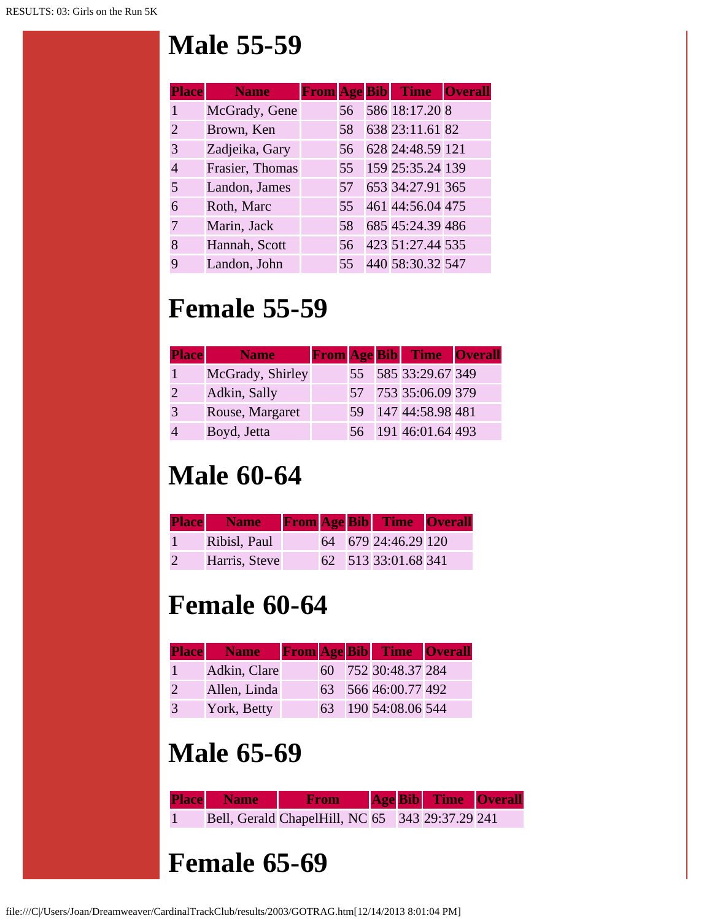# Male 55-59

| Place | Name | From | Age | Bib | Time | Overall |
|---|---|---|---|---|---|---|
| 1 | McGrady, Gene | | 56 | 586 | 18:17.20 | 8 |
| 2 | Brown, Ken | | 58 | 638 | 23:11.61 | 82 |
| 3 | Zadjeika, Gary | | 56 | 628 | 24:48.59 | 121 |
| 4 | Frasier, Thomas | | 55 | 159 | 25:35.24 | 139 |
| 5 | Landon, James | | 57 | 653 | 34:27.91 | 365 |
| 6 | Roth, Marc | | 55 | 461 | 44:56.04 | 475 |
| 7 | Marin, Jack | | 58 | 685 | 45:24.39 | 486 |
| 8 | Hannah, Scott | | 56 | 423 | 51:27.44 | 535 |
| 9 | Landon, John | | 55 | 440 | 58:30.32 | 547 |

# Female 55-59

| Place | Name | From | Age | Bib | Time | Overall |
|---|---|---|---|---|---|---|
| 1 | McGrady, Shirley | | 55 | 585 | 33:29.67 | 349 |
| 2 | Adkin, Sally | | 57 | 753 | 35:06.09 | 379 |
| 3 | Rouse, Margaret | | 59 | 147 | 44:58.98 | 481 |
| 4 | Boyd, Jetta | | 56 | 191 | 46:01.64 | 493 |

# Male 60-64

| Place | Name | From | Age | Bib | Time | Overall |
|---|---|---|---|---|---|---|
| 1 | Ribisl, Paul | | 64 | 679 | 24:46.29 | 120 |
| 2 | Harris, Steve | | 62 | 513 | 33:01.68 | 341 |

# Female 60-64

| Place | Name | From | Age | Bib | Time | Overall |
|---|---|---|---|---|---|---|
| 1 | Adkin, Clare | | 60 | 752 | 30:48.37 | 284 |
| 2 | Allen, Linda | | 63 | 566 | 46:00.77 | 492 |
| 3 | York, Betty | | 63 | 190 | 54:08.06 | 544 |

# Male 65-69

| Place | Name | From | Age | Bib | Time | Overall |
|---|---|---|---|---|---|---|
| 1 | Bell, Gerald | ChapelHill, NC | 65 | 343 | 29:37.29 | 241 |

# Female 65-69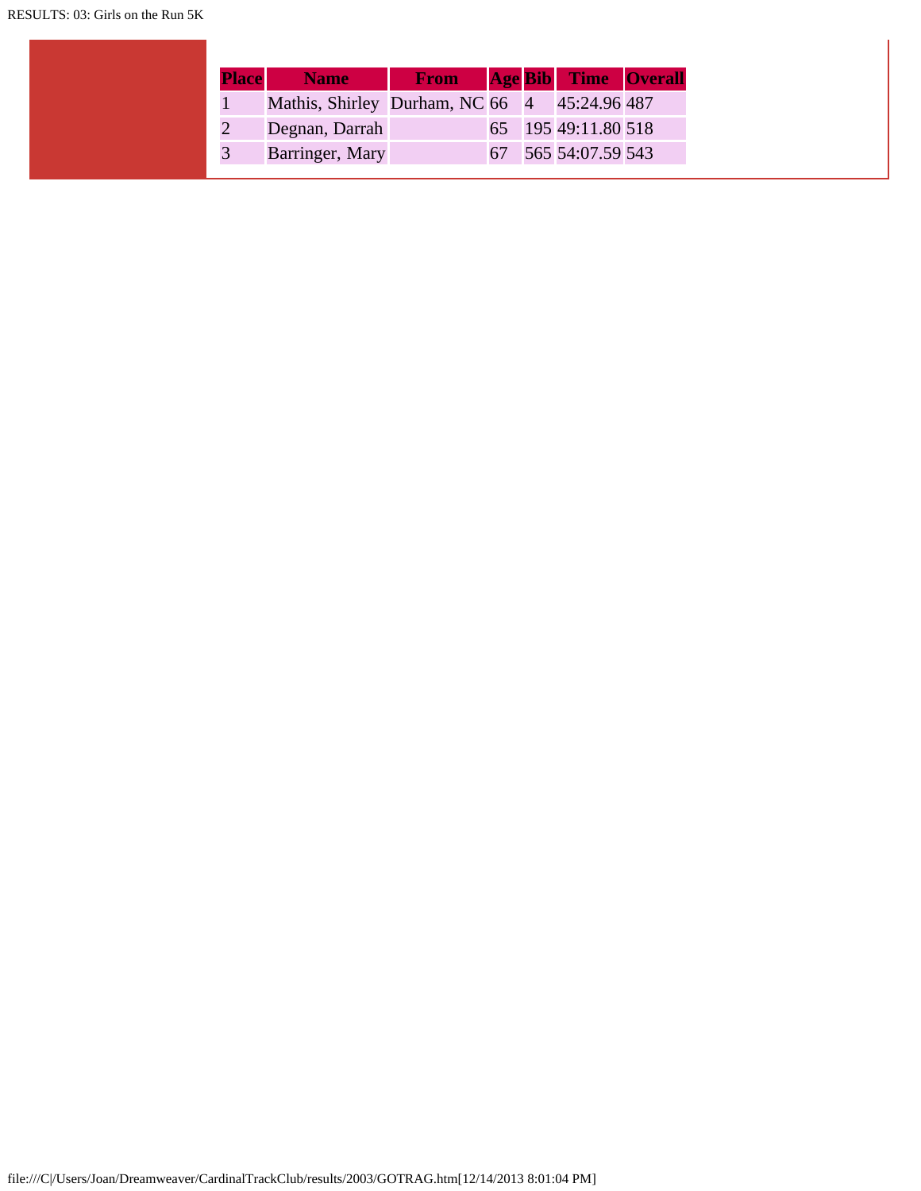| Place | Name | From | Age | Bib | Time | Overall |
|---|---|---|---|---|---|---|
| 1 | Mathis, Shirley | Durham, NC | 66 | 4 | 45:24.96 | 487 |
| 2 | Degnan, Darrah | | 65 | 195 | 49:11.80 | 518 |
| 3 | Barringer, Mary | | 67 | 565 | 54:07.59 | 543 |